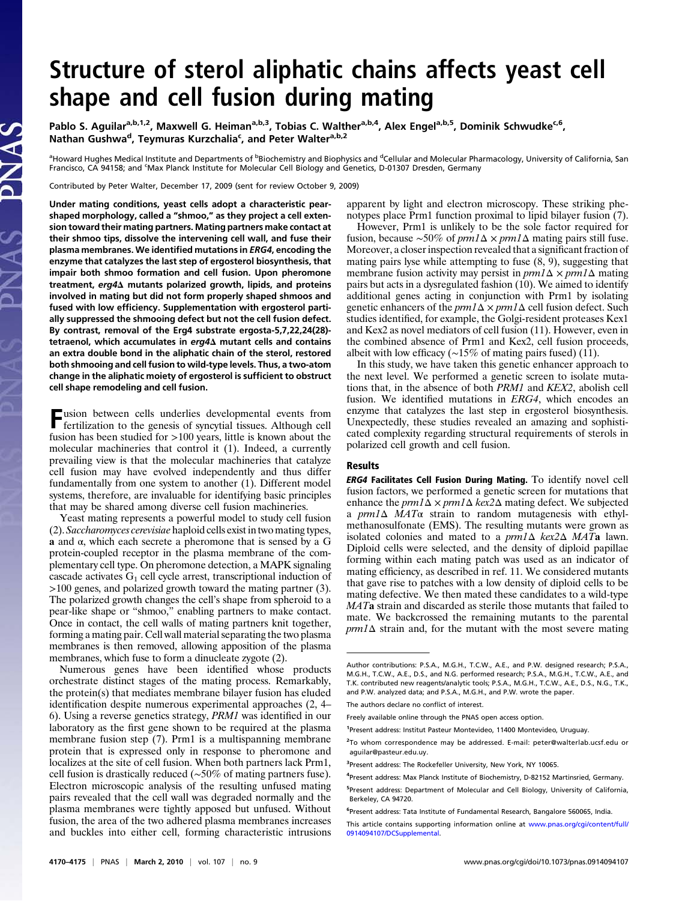# Structure of sterol aliphatic chains affects yeast cell shape and cell fusion during mating

Pablo S. Aguilar[a,b,1,2], Maxwell G. Heiman[a,b,3], Tobias C. Walther[a,b,4], Alex Engel[a,b,5], Dominik Schwudke[c,6], Nathan Gushwa[d], Teymuras Kurzchalia[c], and Peter Walter[a,b,2]

[a]Howard Hughes Medical Institute and Departments of [b]Biochemistry and Biophysics and [d]Cellular and Molecular Pharmacology, University of California, San Francisco, CA 94158; and [c]Max Planck Institute for Molecular Cell Biology and Genetics, D-01307 Dresden, Germany

Contributed by Peter Walter, December 17, 2009 (sent for review October 9, 2009)

**Under mating conditions, yeast cells adopt a characteristic pear-shaped morphology, called a "shmoo," as they project a cell extension toward their mating partners. Mating partners make contact at their shmoo tips, dissolve the intervening cell wall, and fuse their plasma membranes. We identified mutations in *ERG4*, encoding the enzyme that catalyzes the last step of ergosterol biosynthesis, that impair both shmoo formation and cell fusion. Upon pheromone treatment, *erg4*Δ mutants polarized growth, lipids, and proteins involved in mating but did not form properly shaped shmoos and fused with low efficiency. Supplementation with ergosterol partially suppressed the shmooing defect but not the cell fusion defect. By contrast, removal of the Erg4 substrate ergosta-5,7,22,24(28)-tetraenol, which accumulates in *erg4*Δ mutant cells and contains an extra double bond in the aliphatic chain of the sterol, restored both shmooing and cell fusion to wild-type levels. Thus, a two-atom change in the aliphatic moiety of ergosterol is sufficient to obstruct cell shape remodeling and cell fusion.**

Fusion between cells underlies developmental events from fertilization to the genesis of syncytial tissues. Although cell fusion has been studied for >100 years, little is known about the molecular machineries that control it (1). Indeed, a currently prevailing view is that the molecular machineries that catalyze cell fusion may have evolved independently and thus differ fundamentally from one system to another (1). Different model systems, therefore, are invaluable for identifying basic principles that may be shared among diverse cell fusion machineries.

Yeast mating represents a powerful model to study cell fusion (2). *Saccharomyces cerevisiae* haploid cells exist in two mating types, **a** and α, which each secrete a pheromone that is sensed by a G protein-coupled receptor in the plasma membrane of the complementary cell type. On pheromone detection, a MAPK signaling cascade activates $G_1$ cell cycle arrest, transcriptional induction of >100 genes, and polarized growth toward the mating partner (3). The polarized growth changes the cell's shape from spheroid to a pear-like shape or "shmoo," enabling partners to make contact. Once in contact, the cell walls of mating partners knit together, forming a mating pair. Cell wall material separating the two plasma membranes is then removed, allowing apposition of the plasma membranes, which fuse to form a dinucleate zygote (2).

Numerous genes have been identified whose products orchestrate distinct stages of the mating process. Remarkably, the protein(s) that mediates membrane bilayer fusion has eluded identification despite numerous experimental approaches (2, 4–6). Using a reverse genetics strategy, *PRM1* was identified in our laboratory as the first gene shown to be required at the plasma membrane fusion step (7). Prm1 is a multispanning membrane protein that is expressed only in response to pheromone and localizes at the site of cell fusion. When both partners lack Prm1, cell fusion is drastically reduced (~50% of mating partners fuse). Electron microscopic analysis of the resulting unfused mating pairs revealed that the cell wall was degraded normally and the plasma membranes were tightly apposed but unfused. Without fusion, the area of the two adhered plasma membranes increases and buckles into either cell, forming characteristic intrusions apparent by light and electron microscopy. These striking phenotypes place Prm1 function proximal to lipid bilayer fusion (7).

However, Prm1 is unlikely to be the sole factor required for fusion, because ~50% of *prm1*Δ × *prm1*Δ mating pairs still fuse. Moreover, a closer inspection revealed that a significant fraction of mating pairs lyse while attempting to fuse (8, 9), suggesting that membrane fusion activity may persist in *prm1*Δ × *prm1*Δ mating pairs but acts in a dysregulated fashion (10). We aimed to identify additional genes acting in conjunction with Prm1 by isolating genetic enhancers of the *prm1*Δ × *prm1*Δ cell fusion defect. Such studies identified, for example, the Golgi-resident proteases Kex1 and Kex2 as novel mediators of cell fusion (11). However, even in the combined absence of Prm1 and Kex2, cell fusion proceeds, albeit with low efficacy (~15% of mating pairs fused) (11).

In this study, we have taken this genetic enhancer approach to the next level. We performed a genetic screen to isolate mutations that, in the absence of both *PRM1* and *KEX2*, abolish cell fusion. We identified mutations in *ERG4*, which encodes an enzyme that catalyzes the last step in ergosterol biosynthesis. Unexpectedly, these studies revealed an amazing and sophisticated complexity regarding structural requirements of sterols in polarized cell growth and cell fusion.

## Results

***ERG4* Facilitates Cell Fusion During Mating.** To identify novel cell fusion factors, we performed a genetic screen for mutations that enhance the *prm1*Δ × *prm1*Δ *kex2*Δ mating defect. We subjected a *prm1*Δ *MAT*α strain to random mutagenesis with ethylmethanosulfonate (EMS). The resulting mutants were grown as isolated colonies and mated to a *prm1*Δ *kex2*Δ *MAT***a** lawn. Diploid cells were selected, and the density of diploid papillae forming within each mating patch was used as an indicator of mating efficiency, as described in ref. 11. We considered mutants that gave rise to patches with a low density of diploid cells to be mating defective. We then mated these candidates to a wild-type *MAT***a** strain and discarded as sterile those mutants that failed to mate. We backcrossed the remaining mutants to the parental *prm1*Δ strain and, for the mutant with the most severe mating

Author contributions: P.S.A., M.G.H., T.C.W., A.E., and P.W. designed research; P.S.A., M.G.H., T.C.W., A.E., D.S., and N.G. performed research; P.S.A., M.G.H., T.C.W., A.E., and T.K. contributed new reagents/analytic tools; P.S.A., M.G.H., T.C.W., A.E., D.S., N.G., T.K., and P.W. analyzed data; and P.S.A., M.G.H., and P.W. wrote the paper.

The authors declare no conflict of interest.

Freely available online through the PNAS open access option.

[1]Present address: Institut Pasteur Montevideo, 11400 Montevideo, Uruguay.

[2]To whom correspondence may be addressed. E-mail: peter@walterlab.ucsf.edu or aguilar@pasteur.edu.uy.

[3]Present address: The Rockefeller University, New York, NY 10065.

[4]Present address: Max Planck Institute of Biochemistry, D-82152 Martinsried, Germany.

[5]Present address: Department of Molecular and Cell Biology, University of California, Berkeley, CA 94720.

[6]Present address: Tata Institute of Fundamental Research, Bangalore 560065, India.

This article contains supporting information online at www.pnas.org/cgi/content/full/0914094107/DCSupplemental.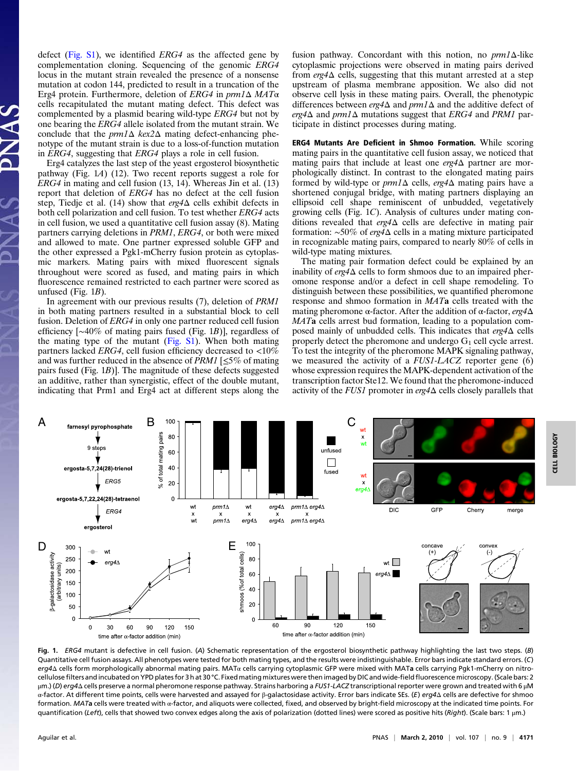defect (Fig. S1), we identified *ERG4* as the affected gene by complementation cloning. Sequencing of the genomic *ERG4* locus in the mutant strain revealed the presence of a nonsense mutation at codon 144, predicted to result in a truncation of the Erg4 protein. Furthermore, deletion of *ERG4* in *prm1Δ MATα* cells recapitulated the mutant mating defect. This defect was complemented by a plasmid bearing wild-type *ERG4* but not by one bearing the *ERG4* allele isolated from the mutant strain. We conclude that the *prm1Δ kex2Δ* mating defect-enhancing phenotype of the mutant strain is due to a loss-of-function mutation in *ERG4*, suggesting that *ERG4* plays a role in cell fusion.

Erg4 catalyzes the last step of the yeast ergosterol biosynthetic pathway (Fig. 1*A*) (12). Two recent reports suggest a role for *ERG4* in mating and cell fusion (13, 14). Whereas Jin et al. (13) report that deletion of *ERG4* has no defect at the cell fusion step, Tiedje et al. (14) show that *erg4Δ* cells exhibit defects in both cell polarization and cell fusion. To test whether *ERG4* acts in cell fusion, we used a quantitative cell fusion assay (8). Mating partners carrying deletions in *PRM1*, *ERG4*, or both were mixed and allowed to mate. One partner expressed soluble GFP and the other expressed a Pgk1-mCherry fusion protein as cytoplasmic markers. Mating pairs with mixed fluorescent signals throughout were scored as fused, and mating pairs in which fluorescence remained restricted to each partner were scored as unfused (Fig. 1*B*).

In agreement with our previous results (7), deletion of *PRM1* in both mating partners resulted in a substantial block to cell fusion. Deletion of *ERG4* in only one partner reduced cell fusion efficiency [~40% of mating pairs fused (Fig. 1*B*)], regardless of the mating type of the mutant (Fig. S1). When both mating partners lacked *ERG4*, cell fusion efficiency decreased to <10% and was further reduced in the absence of *PRM1* [≤5% of mating pairs fused (Fig. 1*B*)]. The magnitude of these defects suggested an additive, rather than synergistic, effect of the double mutant, indicating that Prm1 and Erg4 act at different steps along the fusion pathway. Concordant with this notion, no *prm1Δ*-like cytoplasmic projections were observed in mating pairs derived from *erg4Δ* cells, suggesting that this mutant arrested at a step upstream of plasma membrane apposition. We also did not observe cell lysis in these mating pairs. Overall, the phenotypic differences between *erg4Δ* and *prm1Δ* and the additive defect of *erg4Δ* and *prm1Δ* mutations suggest that *ERG4* and *PRM1* participate in distinct processes during mating.

**ERG4 Mutants Are Deficient in Shmoo Formation.** While scoring mating pairs in the quantitative cell fusion assay, we noticed that mating pairs that include at least one *erg4Δ* partner are morphologically distinct. In contrast to the elongated mating pairs formed by wild-type or *prm1Δ* cells, *erg4Δ* mating pairs have a shortened conjugal bridge, with mating partners displaying an ellipsoid cell shape reminiscent of unbudded, vegetatively growing cells (Fig. 1*C*). Analysis of cultures under mating conditions revealed that *erg4Δ* cells are defective in mating pair formation: ~50% of *erg4Δ* cells in a mating mixture participated in recognizable mating pairs, compared to nearly 80% of cells in wild-type mating mixtures.

The mating pair formation defect could be explained by an inability of *erg4Δ* cells to form shmoos due to an impaired pheromone response and/or a defect in cell shape remodeling. To distinguish between these possibilities, we quantified pheromone response and shmoo formation in *MAT***a** cells treated with the mating pheromone α-factor. After the addition of α-factor, *erg4Δ MAT***a** cells arrest bud formation, leading to a population composed mainly of unbudded cells. This indicates that *erg4Δ* cells properly detect the pheromone and undergo $G_1$ cell cycle arrest. To test the integrity of the pheromone MAPK signaling pathway, we measured the activity of a *FUS1-LACZ* reporter gene (6) whose expression requires the MAPK-dependent activation of the transcription factor Ste12. We found that the pheromone-induced activity of the *FUS1* promoter in *erg4Δ* cells closely parallels that

**Fig. 1.** *ERG4* mutant is defective in cell fusion. (*A*) Schematic representation of the ergosterol biosynthetic pathway highlighting the last two steps. (*B*) Quantitative cell fusion assays. All phenotypes were tested for both mating types, and the results were indistinguishable. Error bars indicate standard errors. (*C*) *erg4Δ* cells form morphologically abnormal mating pairs. MATα cells carrying cytoplasmic GFP were mixed with MAT**a** cells carrying Pgk1-mCherry on nitrocellulose filters and incubated on YPD plates for 3 h at 30 °C. Fixed mating mixtures were then imaged by DIC and wide-field fluorescence microscopy. (Scale bars: 2 μm.) (*D*) *erg4Δ* cells preserve a normal pheromone response pathway. Strains harboring a *FUS1-LACZ* transcriptional reporter were grown and treated with 6 μM α-factor. At different time points, cells were harvested and assayed for β-galactosidase activity. Error bars indicate SEs. (*E*) *erg4Δ* cells are defective for shmoo formation. *MAT***a** cells were treated with α-factor, and aliquots were collected, fixed, and observed by bright-field microscopy at the indicated time points. For quantification (*Left*), cells that showed two convex edges along the axis of polarization (dotted lines) were scored as positive hits (*Right*). (Scale bars: 1 μm.)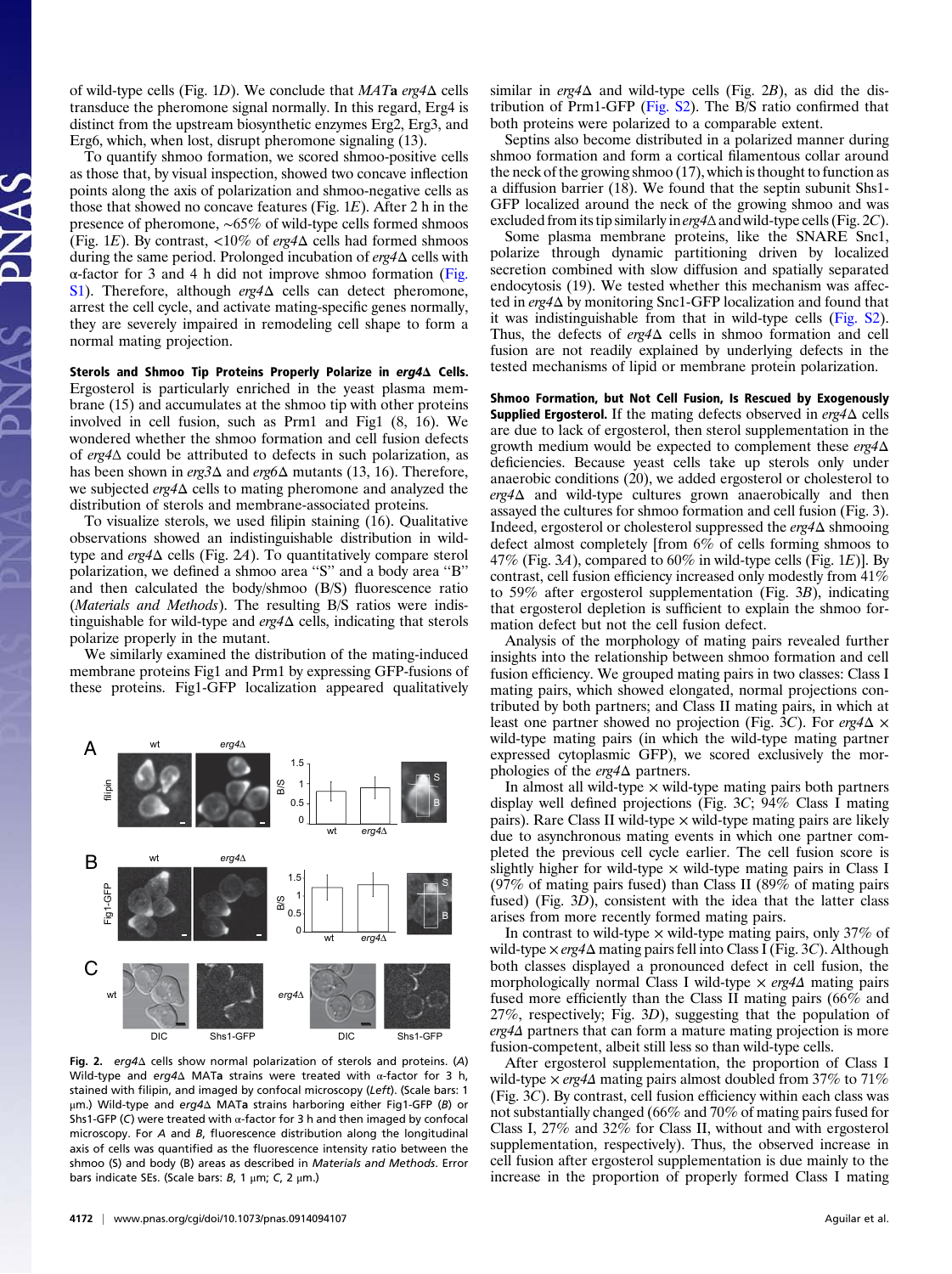of wild-type cells (Fig. 1*D*). We conclude that *MAT***a** *erg4Δ* cells transduce the pheromone signal normally. In this regard, Erg4 is distinct from the upstream biosynthetic enzymes Erg2, Erg3, and Erg6, which, when lost, disrupt pheromone signaling (13).

To quantify shmoo formation, we scored shmoo-positive cells as those that, by visual inspection, showed two concave inflection points along the axis of polarization and shmoo-negative cells as those that showed no concave features (Fig. 1*E*). After 2 h in the presence of pheromone, ~65% of wild-type cells formed shmoos (Fig. 1*E*). By contrast, <10% of *erg4Δ* cells had formed shmoos during the same period. Prolonged incubation of *erg4Δ* cells with α-factor for 3 and 4 h did not improve shmoo formation (Fig. S1). Therefore, although *erg4Δ* cells can detect pheromone, arrest the cell cycle, and activate mating-specific genes normally, they are severely impaired in remodeling cell shape to form a normal mating projection.

**Sterols and Shmoo Tip Proteins Properly Polarize in *erg4Δ* Cells.** Ergosterol is particularly enriched in the yeast plasma membrane (15) and accumulates at the shmoo tip with other proteins involved in cell fusion, such as Prm1 and Fig1 (8, 16). We wondered whether the shmoo formation and cell fusion defects of *erg4Δ* could be attributed to defects in such polarization, as has been shown in *erg3Δ* and *erg6Δ* mutants (13, 16). Therefore, we subjected *erg4Δ* cells to mating pheromone and analyzed the distribution of sterols and membrane-associated proteins.

To visualize sterols, we used filipin staining (16). Qualitative observations showed an indistinguishable distribution in wild-type and *erg4Δ* cells (Fig. 2*A*). To quantitatively compare sterol polarization, we defined a shmoo area "S" and a body area "B" and then calculated the body/shmoo (B/S) fluorescence ratio (*Materials and Methods*). The resulting B/S ratios were indistinguishable for wild-type and *erg4Δ* cells, indicating that sterols polarize properly in the mutant.

We similarly examined the distribution of the mating-induced membrane proteins Fig1 and Prm1 by expressing GFP-fusions of these proteins. Fig1-GFP localization appeared qualitatively similar in *erg4Δ* and wild-type cells (Fig. 2*B*), as did the distribution of Prm1-GFP (Fig. S2). The B/S ratio confirmed that both proteins were polarized to a comparable extent.

Septins also become distributed in a polarized manner during shmoo formation and form a cortical filamentous collar around the neck of the growing shmoo (17), which is thought to function as a diffusion barrier (18). We found that the septin subunit Shs1-GFP localized around the neck of the growing shmoo and was excluded from its tip similarly in *erg4Δ* and wild-type cells (Fig. 2*C*).

Some plasma membrane proteins, like the SNARE Snc1, polarize through dynamic partitioning driven by localized secretion combined with slow diffusion and spatially separated endocytosis (19). We tested whether this mechanism was affected in *erg4Δ* by monitoring Snc1-GFP localization and found that it was indistinguishable from that in wild-type cells (Fig. S2). Thus, the defects of *erg4Δ* cells in shmoo formation and cell fusion are not readily explained by underlying defects in the tested mechanisms of lipid or membrane protein polarization.

**Shmoo Formation, but Not Cell Fusion, Is Rescued by Exogenously Supplied Ergosterol.** If the mating defects observed in *erg4Δ* cells are due to lack of ergosterol, then sterol supplementation in the growth medium would be expected to complement these *erg4Δ* deficiencies. Because yeast cells take up sterols only under anaerobic conditions (20), we added ergosterol or cholesterol to *erg4Δ* and wild-type cultures grown anaerobically and then assayed the cultures for shmoo formation and cell fusion (Fig. 3). Indeed, ergosterol or cholesterol suppressed the *erg4Δ* shmooing defect almost completely [from 6% of cells forming shmoos to 47% (Fig. 3*A*), compared to 60% in wild-type cells (Fig. 1*E*)]. By contrast, cell fusion efficiency increased only modestly from 41% to 59% after ergosterol supplementation (Fig. 3*B*), indicating that ergosterol depletion is sufficient to explain the shmoo formation defect but not the cell fusion defect.

Analysis of the morphology of mating pairs revealed further insights into the relationship between shmoo formation and cell fusion efficiency. We grouped mating pairs in two classes: Class I mating pairs, which showed elongated, normal projections contributed by both partners; and Class II mating pairs, in which at least one partner showed no projection (Fig. 3*C*). For *erg4Δ* × wild-type mating pairs (in which the wild-type mating partner expressed cytoplasmic GFP), we scored exclusively the morphologies of the *erg4Δ* partners.

In almost all wild-type × wild-type mating pairs both partners display well defined projections (Fig. 3*C*; 94% Class I mating pairs). Rare Class II wild-type × wild-type mating pairs are likely due to asynchronous mating events in which one partner completed the previous cell cycle earlier. The cell fusion score is slightly higher for wild-type × wild-type mating pairs in Class I (97% of mating pairs fused) than Class II (89% of mating pairs fused) (Fig. 3*D*), consistent with the idea that the latter class arises from more recently formed mating pairs.

In contrast to wild-type × wild-type mating pairs, only 37% of wild-type × *erg4Δ* mating pairs fell into Class I (Fig. 3*C*). Although both classes displayed a pronounced defect in cell fusion, the morphologically normal Class I wild-type × *erg4Δ* mating pairs fused more efficiently than the Class II mating pairs (66% and 27%, respectively; Fig. 3*D*), suggesting that the population of *erg4Δ* partners that can form a mature mating projection is more fusion-competent, albeit still less so than wild-type cells.

After ergosterol supplementation, the proportion of Class I wild-type × *erg4Δ* mating pairs almost doubled from 37% to 71% (Fig. 3*C*). By contrast, cell fusion efficiency within each class was not substantially changed (66% and 70% of mating pairs fused for Class I, 27% and 32% for Class II, without and with ergosterol supplementation, respectively). Thus, the observed increase in cell fusion after ergosterol supplementation is due mainly to the increase in the proportion of properly formed Class I mating

**Fig. 2.** *erg4Δ* cells show normal polarization of sterols and proteins. (*A*) Wild-type and *erg4Δ* MAT**a** strains were treated with α-factor for 3 h, stained with filipin, and imaged by confocal microscopy (*Left*). (Scale bars: 1 μm.) Wild-type and *erg4Δ* MAT**a** strains harboring either Fig1-GFP (*B*) or Shs1-GFP (*C*) were treated with α-factor for 3 h and then imaged by confocal microscopy. For *A* and *B*, fluorescence distribution along the longitudinal axis of cells was quantified as the fluorescence intensity ratio between the shmoo (S) and body (B) areas as described in *Materials and Methods*. Error bars indicate SEs. (Scale bars: *B*, 1 μm; *C*, 2 μm.)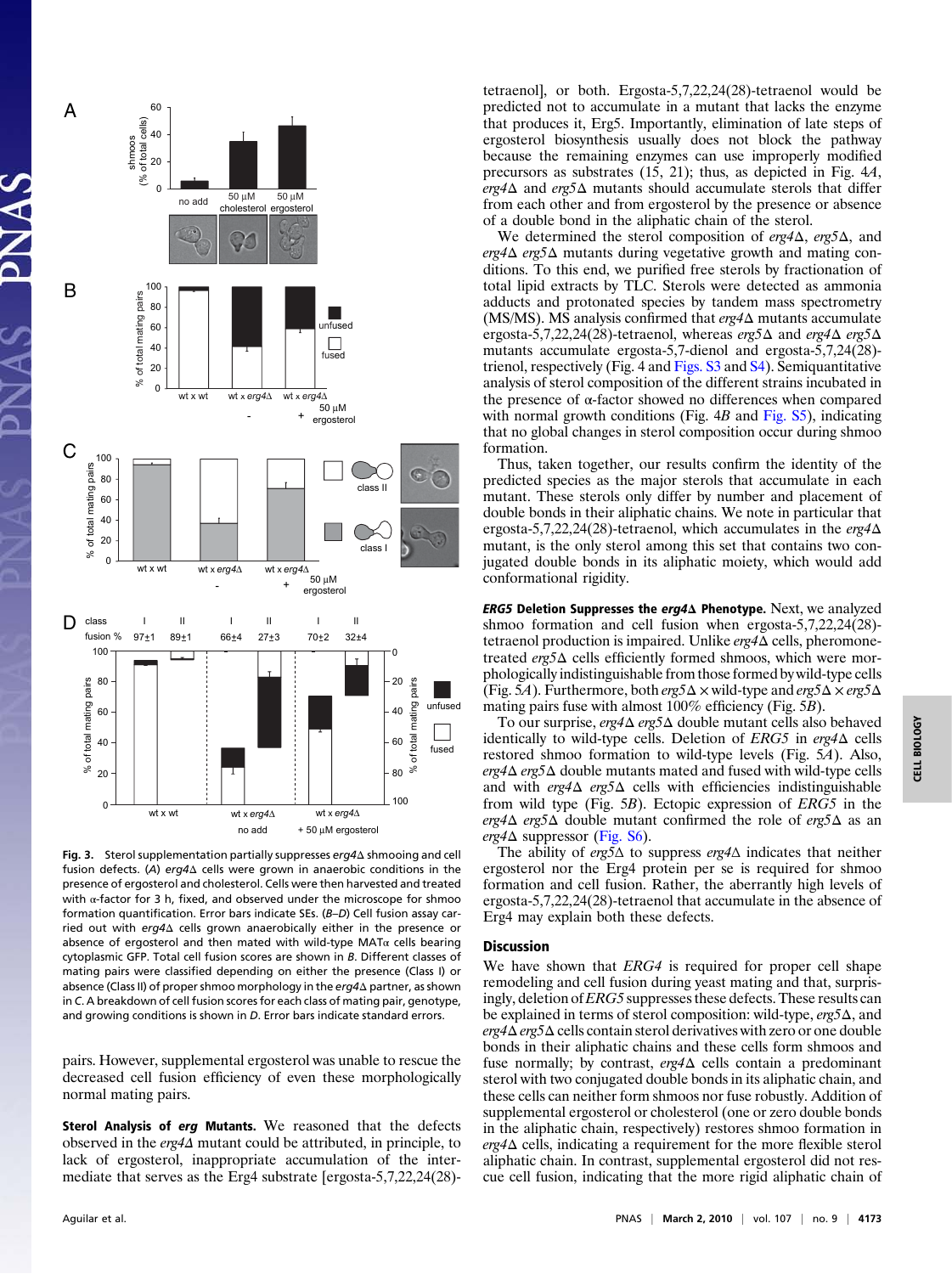**Fig. 3.** Sterol supplementation partially suppresses *erg4*Δ shmooing and cell fusion defects. (*A*) *erg4*Δ cells were grown in anaerobic conditions in the presence of ergosterol and cholesterol. Cells were then harvested and treated with α-factor for 3 h, fixed, and observed under the microscope for shmoo formation quantification. Error bars indicate SEs. (*B*–*D*) Cell fusion assay carried out with *erg4*Δ cells grown anaerobically either in the presence or absence of ergosterol and then mated with wild-type MATα cells bearing cytoplasmic GFP. Total cell fusion scores are shown in *B*. Different classes of mating pairs were classified depending on either the presence (Class I) or absence (Class II) of proper shmoo morphology in the *erg4*Δ partner, as shown in *C*. A breakdown of cell fusion scores for each class of mating pair, genotype, and growing conditions is shown in *D*. Error bars indicate standard errors.

pairs. However, supplemental ergosterol was unable to rescue the decreased cell fusion efficiency of even these morphologically normal mating pairs.

**Sterol Analysis of *erg* Mutants.** We reasoned that the defects observed in the *erg4*Δ mutant could be attributed, in principle, to lack of ergosterol, inappropriate accumulation of the intermediate that serves as the Erg4 substrate [ergosta-5,7,22,24(28)-tetraenol], or both. Ergosta-5,7,22,24(28)-tetraenol would be predicted not to accumulate in a mutant that lacks the enzyme that produces it, Erg5. Importantly, elimination of late steps of ergosterol biosynthesis usually does not block the pathway because the remaining enzymes can use improperly modified precursors as substrates (15, 21); thus, as depicted in Fig. 4*A*, *erg4*Δ and *erg5*Δ mutants should accumulate sterols that differ from each other and from ergosterol by the presence or absence of a double bond in the aliphatic chain of the sterol.

We determined the sterol composition of *erg4*Δ, *erg5*Δ, and *erg4*Δ *erg5*Δ mutants during vegetative growth and mating conditions. To this end, we purified free sterols by fractionation of total lipid extracts by TLC. Sterols were detected as ammonia adducts and protonated species by tandem mass spectrometry (MS/MS). MS analysis confirmed that *erg4*Δ mutants accumulate ergosta-5,7,22,24(28)-tetraenol, whereas *erg5*Δ and *erg4*Δ *erg5*Δ mutants accumulate ergosta-5,7-dienol and ergosta-5,7,24(28)-trienol, respectively (Fig. 4 and Figs. S3 and S4). Semiquantitative analysis of sterol composition of the different strains incubated in the presence of α-factor showed no differences when compared with normal growth conditions (Fig. 4*B* and Fig. S5), indicating that no global changes in sterol composition occur during shmoo formation.

Thus, taken together, our results confirm the identity of the predicted species as the major sterols that accumulate in each mutant. These sterols only differ by number and placement of double bonds in their aliphatic chains. We note in particular that ergosta-5,7,22,24(28)-tetraenol, which accumulates in the *erg4*Δ mutant, is the only sterol among this set that contains two conjugated double bonds in its aliphatic moiety, which would add conformational rigidity.

***ERG5* Deletion Suppresses the *erg4*Δ Phenotype.** Next, we analyzed shmoo formation and cell fusion when ergosta-5,7,22,24(28)-tetraenol production is impaired. Unlike *erg4*Δ cells, pheromone-treated *erg5*Δ cells efficiently formed shmoos, which were morphologically indistinguishable from those formed by wild-type cells (Fig. 5*A*). Furthermore, both *erg5*Δ × wild-type and *erg5*Δ × *erg5*Δ mating pairs fuse with almost 100% efficiency (Fig. 5*B*).

To our surprise, *erg4*Δ *erg5*Δ double mutant cells also behaved identically to wild-type cells. Deletion of *ERG5* in *erg4*Δ cells restored shmoo formation to wild-type levels (Fig. 5*A*). Also, *erg4*Δ *erg5*Δ double mutants mated and fused with wild-type cells and with *erg4*Δ *erg5*Δ cells with efficiencies indistinguishable from wild type (Fig. 5*B*). Ectopic expression of *ERG5* in the *erg4*Δ *erg5*Δ double mutant confirmed the role of *erg5*Δ as an *erg4*Δ suppressor (Fig. S6).

The ability of *erg5*Δ to suppress *erg4*Δ indicates that neither ergosterol nor the Erg4 protein per se is required for shmoo formation and cell fusion. Rather, the aberrantly high levels of ergosta-5,7,22,24(28)-tetraenol that accumulate in the absence of Erg4 may explain both these defects.

## Discussion

We have shown that *ERG4* is required for proper cell shape remodeling and cell fusion during yeast mating and that, surprisingly, deletion of *ERG5* suppresses these defects. These results can be explained in terms of sterol composition: wild-type, *erg5*Δ, and *erg4*Δ *erg5*Δ cells contain sterol derivatives with zero or one double bonds in their aliphatic chains and these cells form shmoos and fuse normally; by contrast, *erg4*Δ cells contain a predominant sterol with two conjugated double bonds in its aliphatic chain, and these cells can neither form shmoos nor fuse robustly. Addition of supplemental ergosterol or cholesterol (one or zero double bonds in the aliphatic chain, respectively) restores shmoo formation in *erg4*Δ cells, indicating a requirement for the more flexible sterol aliphatic chain. In contrast, supplemental ergosterol did not rescue cell fusion, indicating that the more rigid aliphatic chain of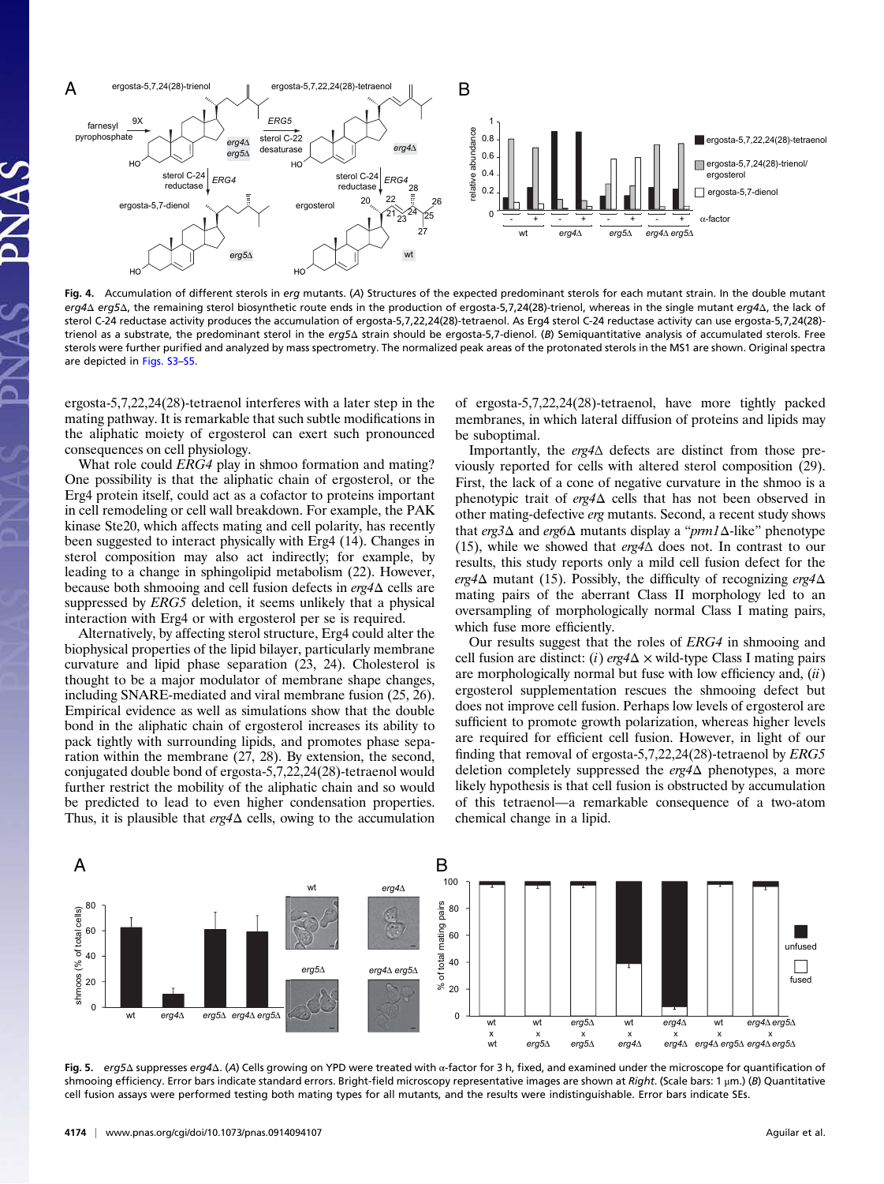**Fig. 4.** Accumulation of different sterols in *erg* mutants. (*A*) Structures of the expected predominant sterols for each mutant strain. In the double mutant *erg4*Δ *erg5*Δ, the remaining sterol biosynthetic route ends in the production of ergosta-5,7,24(28)-trienol, whereas in the single mutant *erg4*Δ, the lack of sterol C-24 reductase activity produces the accumulation of ergosta-5,7,22,24(28)-tetraenol. As Erg4 sterol C-24 reductase activity can use ergosta-5,7,24(28)-trienol as a substrate, the predominant sterol in the *erg5*Δ strain should be ergosta-5,7-dienol. (*B*) Semiquantitative analysis of accumulated sterols. Free sterols were further purified and analyzed by mass spectrometry. The normalized peak areas of the protonated sterols in the MS1 are shown. Original spectra are depicted in Figs. S3–S5.

ergosta-5,7,22,24(28)-tetraenol interferes with a later step in the mating pathway. It is remarkable that such subtle modifications in the aliphatic moiety of ergosterol can exert such pronounced consequences on cell physiology.

What role could *ERG4* play in shmoo formation and mating? One possibility is that the aliphatic chain of ergosterol, or the Erg4 protein itself, could act as a cofactor to proteins important in cell remodeling or cell wall breakdown. For example, the PAK kinase Ste20, which affects mating and cell polarity, has recently been suggested to interact physically with Erg4 (14). Changes in sterol composition may also act indirectly; for example, by leading to a change in sphingolipid metabolism (22). However, because both shmooing and cell fusion defects in *erg4*Δ cells are suppressed by *ERG5* deletion, it seems unlikely that a physical interaction with Erg4 or with ergosterol per se is required.

Alternatively, by affecting sterol structure, Erg4 could alter the biophysical properties of the lipid bilayer, particularly membrane curvature and lipid phase separation (23, 24). Cholesterol is thought to be a major modulator of membrane shape changes, including SNARE-mediated and viral membrane fusion (25, 26). Empirical evidence as well as simulations show that the double bond in the aliphatic chain of ergosterol increases its ability to pack tightly with surrounding lipids, and promotes phase separation within the membrane (27, 28). By extension, the second, conjugated double bond of ergosta-5,7,22,24(28)-tetraenol would further restrict the mobility of the aliphatic chain and so would be predicted to lead to even higher condensation properties. Thus, it is plausible that *erg4*Δ cells, owing to the accumulation of ergosta-5,7,22,24(28)-tetraenol, have more tightly packed membranes, in which lateral diffusion of proteins and lipids may be suboptimal.

Importantly, the *erg4*Δ defects are distinct from those previously reported for cells with altered sterol composition (29). First, the lack of a cone of negative curvature in the shmoo is a phenotypic trait of *erg4*Δ cells that has not been observed in other mating-defective *erg* mutants. Second, a recent study shows that *erg3*Δ and *erg6*Δ mutants display a "*prm1*Δ-like" phenotype (15), while we showed that *erg4*Δ does not. In contrast to our results, this study reports only a mild cell fusion defect for the *erg4*Δ mutant (15). Possibly, the difficulty of recognizing *erg4*Δ mating pairs of the aberrant Class II morphology led to an oversampling of morphologically normal Class I mating pairs, which fuse more efficiently.

Our results suggest that the roles of *ERG4* in shmooing and cell fusion are distinct: (*i*) *erg4*Δ × wild-type Class I mating pairs are morphologically normal but fuse with low efficiency and, (*ii*) ergosterol supplementation rescues the shmooing defect but does not improve cell fusion. Perhaps low levels of ergosterol are sufficient to promote growth polarization, whereas higher levels are required for efficient cell fusion. However, in light of our finding that removal of ergosta-5,7,22,24(28)-tetraenol by *ERG5* deletion completely suppressed the *erg4*Δ phenotypes, a more likely hypothesis is that cell fusion is obstructed by accumulation of this tetraenol—a remarkable consequence of a two-atom chemical change in a lipid.

**Fig. 5.** *erg5*Δ suppresses *erg4*Δ. (*A*) Cells growing on YPD were treated with α-factor for 3 h, fixed, and examined under the microscope for quantification of shmooing efficiency. Error bars indicate standard errors. Bright-field microscopy representative images are shown at *Right*. (Scale bars: 1 μm.) (*B*) Quantitative cell fusion assays were performed testing both mating types for all mutants, and the results were indistinguishable. Error bars indicate SEs.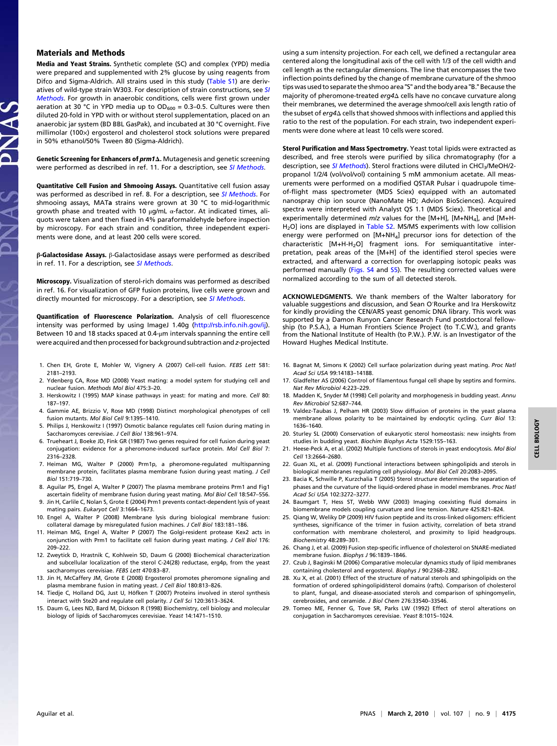## Materials and Methods

**Media and Yeast Strains.** Synthetic complete (SC) and complex (YPD) media were prepared and supplemented with 2% glucose by using reagents from Difco and Sigma-Aldrich. All strains used in this study (Table S1) are derivatives of wild-type strain W303. For description of strain constructions, see *SI Methods*. For growth in anaerobic conditions, cells were first grown under aeration at 30 °C in YPD media up to $OD_{600}$ = 0.3–0.5. Cultures were then diluted 20-fold in YPD with or without sterol supplementation, placed on an anaerobic jar system (BD BBL GasPak), and incubated at 30 °C overnight. Five millimolar (100×) ergosterol and cholesterol stock solutions were prepared in 50% ethanol/50% Tween 80 (Sigma-Aldrich).

**Genetic Screening for Enhancers of *prm1*Δ.** Mutagenesis and genetic screening were performed as described in ref. 11. For a description, see *SI Methods*.

**Quantitative Cell Fusion and Shmooing Assays.** Quantitative cell fusion assay was performed as described in ref. 8. For a description, see *SI Methods*. For shmooing assays, MAT**a** strains were grown at 30 °C to mid-logarithmic growth phase and treated with 10 μg/mL α-factor. At indicated times, aliquots were taken and then fixed in 4% paraformaldehyde before inspection by microscopy. For each strain and condition, three independent experiments were done, and at least 200 cells were scored.

**β-Galactosidase Assays.** β-Galactosidase assays were performed as described in ref. 11. For a description, see *SI Methods*.

**Microscopy.** Visualization of sterol-rich domains was performed as described in ref. 16. For visualization of GFP fusion proteins, live cells were grown and directly mounted for microscopy. For a description, see *SI Methods*.

**Quantification of Fluorescence Polarization.** Analysis of cell fluorescence intensity was performed by using ImageJ 1.40g (http://rsb.info.nih.gov/ij). Between 10 and 18 stacks spaced at 0.4-μm intervals spanning the entire cell were acquired and then processed for background subtraction and *z*-projected using a sum intensity projection. For each cell, we defined a rectangular area centered along the longitudinal axis of the cell with 1/3 of the cell width and cell length as the rectangular dimensions. The line that encompasses the two inflection points defined by the change of membrane curvature of the shmoo tips was used to separate the shmoo area "S" and the body area "B." Because the majority of pheromone-treated *erg4*Δ cells have no concave curvature along their membranes, we determined the average shmoo/cell axis length ratio of the subset of *erg4*Δ cells that showed shmoos with inflections and applied this ratio to the rest of the population. For each strain, two independent experiments were done where at least 10 cells were scored.

**Sterol Purification and Mass Spectrometry.** Yeast total lipids were extracted as described, and free sterols were purified by silica chromatography (for a description, see *SI Methods*). Sterol fractions were diluted in $CHCl_3$/MeOH/2-propanol 1/2/4 (vol/vol/vol) containing 5 mM ammonium acetate. All measurements were performed on a modified QSTAR Pulsar i quadrupole time-of-flight mass spectrometer (MDS Sciex) equipped with an automated nanospray chip ion source (NanoMate HD; Advion BioSciences). Acquired spectra were interpreted with Analyst QS 1.1 (MDS Sciex). Theoretical and experimentally determined *m/z* values for the [M+H], [$M+NH_4$], and [$M+H-H_2O$] ions are displayed in Table S2. MS/MS experiments with low collision energy were performed on [$M+NH_4$] precursor ions for detection of the characteristic [$M+H-H_2O$] fragment ions. For semiquantitative interpretation, peak areas of the [M+H] of the identified sterol species were extracted, and afterward a correction for overlapping isotopic peaks was performed manually (Figs. S4 and S5). The resulting corrected values were normalized according to the sum of all detected sterols.

**ACKNOWLEDGMENTS.** We thank members of the Walter laboratory for valuable suggestions and discussion, and Sean O'Rourke and Ira Herskowitz for kindly providing the CEN/ARS yeast genomic DNA library. This work was supported by a Damon Runyon Cancer Research Fund postdoctoral fellowship (to P.S.A.), a Human Frontiers Science Project (to T.C.W.), and grants from the National Institute of Health (to P.W.). P.W. is an Investigator of the Howard Hughes Medical Institute.

1. Chen EH, Grote E, Mohler W, Vignery A (2007) Cell-cell fusion. *FEBS Lett* 581: 2181–2193.
2. Ydenberg CA, Rose MD (2008) Yeast mating: a model system for studying cell and nuclear fusion. *Methods Mol Biol* 475:3–20.
3. Herskowitz I (1995) MAP kinase pathways in yeast: for mating and more. *Cell* 80: 187–197.
4. Gammie AE, Brizzio V, Rose MD (1998) Distinct morphological phenotypes of cell fusion mutants. *Mol Biol Cell* 9:1395–1410.
5. Philips J, Herskowitz I (1997) Osmotic balance regulates cell fusion during mating in Saccharomyces cerevisiae. *J Cell Biol* 138:961–974.
6. Trueheart J, Boeke JD, Fink GR (1987) Two genes required for cell fusion during yeast conjugation: evidence for a pheromone-induced surface protein. *Mol Cell Biol* 7: 2316–2328.
7. Heiman MG, Walter P (2000) Prm1p, a pheromone-regulated multispanning membrane protein, facilitates plasma membrane fusion during yeast mating. *J Cell Biol* 151:719–730.
8. Aguilar PS, Engel A, Walter P (2007) The plasma membrane proteins Prm1 and Fig1 ascertain fidelity of membrane fusion during yeast mating. *Mol Biol Cell* 18:547–556.
9. Jin H, Carlile C, Nolan S, Grote E (2004) Prm1 prevents contact-dependent lysis of yeast mating pairs. *Eukaryot Cell* 3:1664–1673.
10. Engel A, Walter P (2008) Membrane lysis during biological membrane fusion: collateral damage by misregulated fusion machines. *J Cell Biol* 183:181–186.
11. Heiman MG, Engel A, Walter P (2007) The Golgi-resident protease Kex2 acts in conjunction with Prm1 to facilitate cell fusion during yeast mating. *J Cell Biol* 176: 209–222.
12. Zweytick D, Hrastnik C, Kohlwein SD, Daum G (2000) Biochemical characterization and subcellular localization of the sterol C-24(28) reductase, erg4p, from the yeast saccharomyces cerevisiae. *FEBS Lett* 470:83–87.
13. Jin H, McCaffery JM, Grote E (2008) Ergosterol promotes pheromone signaling and plasma membrane fusion in mating yeast. *J Cell Biol* 180:813–826.
14. Tiedje C, Holland DG, Just U, Höfken T (2007) Proteins involved in sterol synthesis interact with Ste20 and regulate cell polarity. *J Cell Sci* 120:3613–3624.
15. Daum G, Lees ND, Bard M, Dickson R (1998) Biochemistry, cell biology and molecular biology of lipids of Saccharomyces cerevisiae. *Yeast* 14:1471–1510.
16. Bagnat M, Simons K (2002) Cell surface polarization during yeast mating. *Proc Natl Acad Sci USA* 99:14183–14188.
17. Gladfelter AS (2006) Control of filamentous fungal cell shape by septins and formins. *Nat Rev Microbiol* 4:223–229.
18. Madden K, Snyder M (1998) Cell polarity and morphogenesis in budding yeast. *Annu Rev Microbiol* 52:687–744.
19. Valdez-Taubas J, Pelham HR (2003) Slow diffusion of proteins in the yeast plasma membrane allows polarity to be maintained by endocytic cycling. *Curr Biol* 13: 1636–1640.
20. Sturley SL (2000) Conservation of eukaryotic sterol homeostasis: new insights from studies in budding yeast. *Biochim Biophys Acta* 1529:155–163.
21. Heese-Peck A, et al. (2002) Multiple functions of sterols in yeast endocytosis. *Mol Biol Cell* 13:2664–2680.
22. Guan XL, et al. (2009) Functional interactions between sphingolipids and sterols in biological membranes regulating cell physiology. *Mol Biol Cell* 20:2083–2095.
23. Bacia K, Schwille P, Kurzchalia T (2005) Sterol structure determines the separation of phases and the curvature of the liquid-ordered phase in model membranes. *Proc Natl Acad Sci USA* 102:3272–3277.
24. Baumgart T, Hess ST, Webb WW (2003) Imaging coexisting fluid domains in biomembrane models coupling curvature and line tension. *Nature* 425:821–824.
25. Qiang W, Weliky DP (2009) HIV fusion peptide and its cross-linked oligomers: efficient syntheses, significance of the trimer in fusion activity, correlation of beta strand conformation with membrane cholesterol, and proximity to lipid headgroups. *Biochemistry* 48:289–301.
26. Chang J, et al. (2009) Fusion step-specific influence of cholesterol on SNARE-mediated membrane fusion. *Biophys J* 96:1839–1846.
27. Czub J, Baginski M (2006) Comparative molecular dynamics study of lipid membranes containing cholesterol and ergosterol. *Biophys J* 90:2368–2382.
28. Xu X, et al. (2001) Effect of the structure of natural sterols and sphingolipids on the formation of ordered sphingolipid/sterol domains (rafts). Comparison of cholesterol to plant, fungal, and disease-associated sterols and comparison of sphingomyelin, cerebrosides, and ceramide. *J Biol Chem* 276:33540–33546.
29. Tomeo ME, Fenner G, Tove SR, Parks LW (1992) Effect of sterol alterations on conjugation in Saccharomyces cerevisiae. *Yeast* 8:1015–1024.